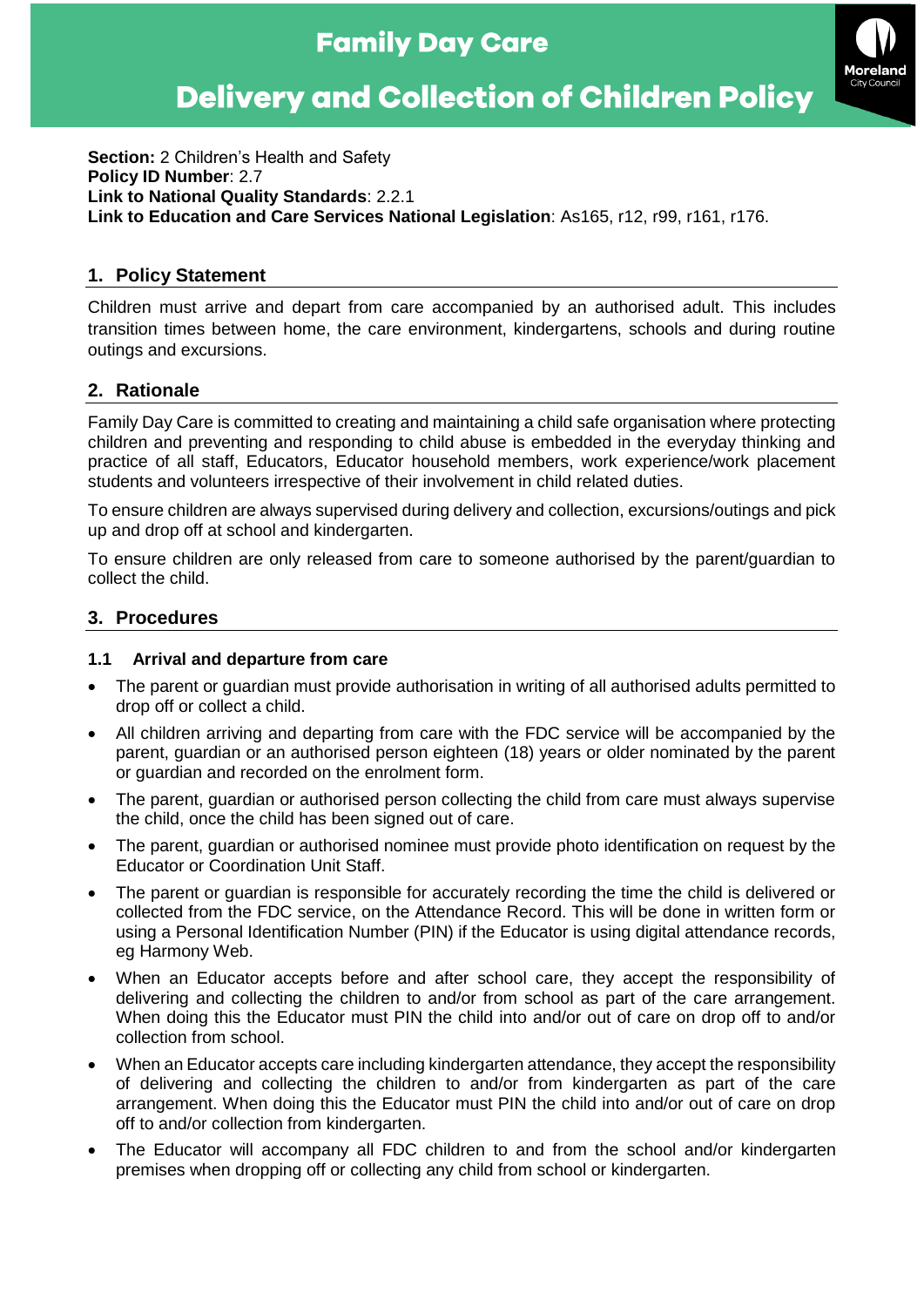# Family Day Care

# Delivery and Collection of Children Policy

**Section:** 2 Children's Health and Safety
**Policy ID Number**: 2.7
**Link to National Quality Standards**: 2.2.1
**Link to Education and Care Services National Legislation**: As165, r12, r99, r161, r176.

## 1. Policy Statement

Children must arrive and depart from care accompanied by an authorised adult. This includes transition times between home, the care environment, kindergartens, schools and during routine outings and excursions.

## 2. Rationale

Family Day Care is committed to creating and maintaining a child safe organisation where protecting children and preventing and responding to child abuse is embedded in the everyday thinking and practice of all staff, Educators, Educator household members, work experience/work placement students and volunteers irrespective of their involvement in child related duties.

To ensure children are always supervised during delivery and collection, excursions/outings and pick up and drop off at school and kindergarten.

To ensure children are only released from care to someone authorised by the parent/guardian to collect the child.

## 3. Procedures

### 1.1 Arrival and departure from care

- The parent or guardian must provide authorisation in writing of all authorised adults permitted to drop off or collect a child.
- All children arriving and departing from care with the FDC service will be accompanied by the parent, guardian or an authorised person eighteen (18) years or older nominated by the parent or guardian and recorded on the enrolment form.
- The parent, guardian or authorised person collecting the child from care must always supervise the child, once the child has been signed out of care.
- The parent, guardian or authorised nominee must provide photo identification on request by the Educator or Coordination Unit Staff.
- The parent or guardian is responsible for accurately recording the time the child is delivered or collected from the FDC service, on the Attendance Record. This will be done in written form or using a Personal Identification Number (PIN) if the Educator is using digital attendance records, eg Harmony Web.
- When an Educator accepts before and after school care, they accept the responsibility of delivering and collecting the children to and/or from school as part of the care arrangement. When doing this the Educator must PIN the child into and/or out of care on drop off to and/or collection from school.
- When an Educator accepts care including kindergarten attendance, they accept the responsibility of delivering and collecting the children to and/or from kindergarten as part of the care arrangement. When doing this the Educator must PIN the child into and/or out of care on drop off to and/or collection from kindergarten.
- The Educator will accompany all FDC children to and from the school and/or kindergarten premises when dropping off or collecting any child from school or kindergarten.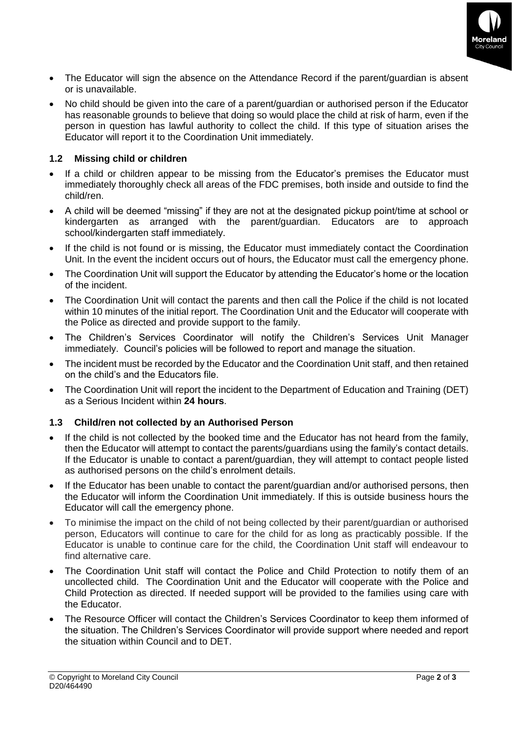- The Educator will sign the absence on the Attendance Record if the parent/guardian is absent or is unavailable.
- No child should be given into the care of a parent/guardian or authorised person if the Educator has reasonable grounds to believe that doing so would place the child at risk of harm, even if the person in question has lawful authority to collect the child. If this type of situation arises the Educator will report it to the Coordination Unit immediately.

### 1.2 Missing child or children

- If a child or children appear to be missing from the Educator's premises the Educator must immediately thoroughly check all areas of the FDC premises, both inside and outside to find the child/ren.
- A child will be deemed "missing" if they are not at the designated pickup point/time at school or kindergarten as arranged with the parent/guardian. Educators are to approach school/kindergarten staff immediately.
- If the child is not found or is missing, the Educator must immediately contact the Coordination Unit. In the event the incident occurs out of hours, the Educator must call the emergency phone.
- The Coordination Unit will support the Educator by attending the Educator's home or the location of the incident.
- The Coordination Unit will contact the parents and then call the Police if the child is not located within 10 minutes of the initial report. The Coordination Unit and the Educator will cooperate with the Police as directed and provide support to the family.
- The Children's Services Coordinator will notify the Children's Services Unit Manager immediately. Council's policies will be followed to report and manage the situation.
- The incident must be recorded by the Educator and the Coordination Unit staff, and then retained on the child's and the Educators file.
- The Coordination Unit will report the incident to the Department of Education and Training (DET) as a Serious Incident within **24 hours**.

### 1.3 Child/ren not collected by an Authorised Person

- If the child is not collected by the booked time and the Educator has not heard from the family, then the Educator will attempt to contact the parents/guardians using the family's contact details. If the Educator is unable to contact a parent/guardian, they will attempt to contact people listed as authorised persons on the child's enrolment details.
- If the Educator has been unable to contact the parent/guardian and/or authorised persons, then the Educator will inform the Coordination Unit immediately. If this is outside business hours the Educator will call the emergency phone.
- To minimise the impact on the child of not being collected by their parent/guardian or authorised person, Educators will continue to care for the child for as long as practicably possible. If the Educator is unable to continue care for the child, the Coordination Unit staff will endeavour to find alternative care.
- The Coordination Unit staff will contact the Police and Child Protection to notify them of an uncollected child. The Coordination Unit and the Educator will cooperate with the Police and Child Protection as directed. If needed support will be provided to the families using care with the Educator.
- The Resource Officer will contact the Children's Services Coordinator to keep them informed of the situation. The Children's Services Coordinator will provide support where needed and report the situation within Council and to DET.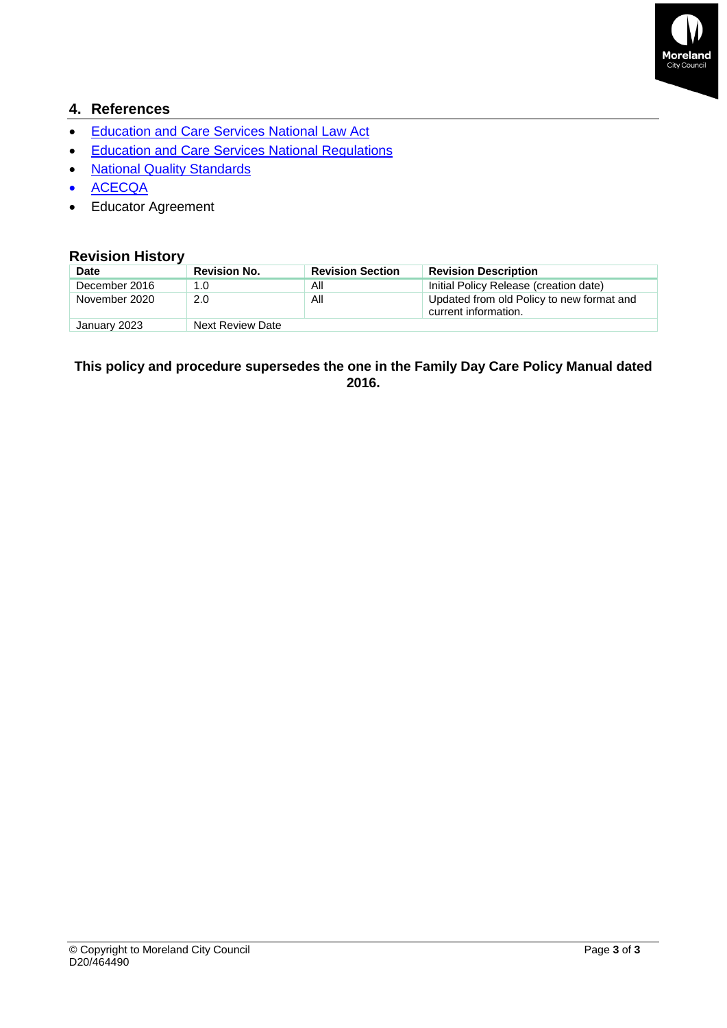## 4. References

- Education and Care Services National Law Act
- Education and Care Services National Regulations
- National Quality Standards
- ACECQA
- Educator Agreement

### Revision History

| Date | Revision No. | Revision Section | Revision Description |
|---|---|---|---|
| December 2016 | 1.0 | All | Initial Policy Release (creation date) |
| November 2020 | 2.0 | All | Updated from old Policy to new format and current information. |
| January 2023 | Next Review Date | | |

**This policy and procedure supersedes the one in the Family Day Care Policy Manual dated 2016.**

© Copyright to Moreland City Council
D20/464490